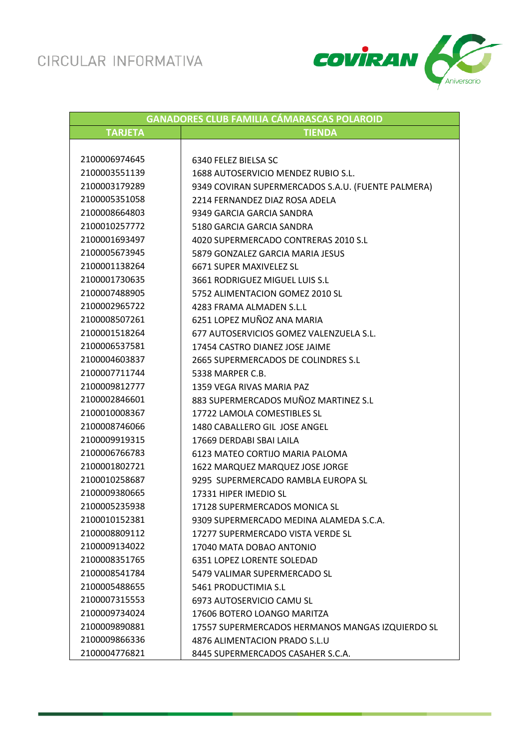CIRCULAR INFORMATIVA

COVIRAN 60 Aniversario

| GANADORES CLUB FAMILIA CÁMARASCAS POLAROID | |
|---|---|
| **TARJETA** | **TIENDA** |
| 2100006974645 | 6340 FELEZ BIELSA SC |
| 2100003551139 | 1688 AUTOSERVICIO MENDEZ RUBIO S.L. |
| 2100003179289 | 9349 COVIRAN SUPERMERCADOS S.A.U. (FUENTE PALMERA) |
| 2100005351058 | 2214 FERNANDEZ DIAZ ROSA ADELA |
| 2100008664803 | 9349 GARCIA GARCIA SANDRA |
| 2100010257772 | 5180 GARCIA GARCIA SANDRA |
| 2100001693497 | 4020 SUPERMERCADO CONTRERAS 2010 S.L |
| 2100005673945 | 5879 GONZALEZ GARCIA MARIA JESUS |
| 2100001138264 | 6671 SUPER MAXIVELEZ SL |
| 2100001730635 | 3661 RODRIGUEZ MIGUEL LUIS S.L |
| 2100007488905 | 5752 ALIMENTACION GOMEZ 2010 SL |
| 2100002965722 | 4283 FRAMA ALMADEN S.L.L |
| 2100008507261 | 6251 LOPEZ MUÑOZ ANA MARIA |
| 2100001518264 | 677 AUTOSERVICIOS GOMEZ VALENZUELA S.L. |
| 2100006537581 | 17454 CASTRO DIANEZ JOSE JAIME |
| 2100004603837 | 2665 SUPERMERCADOS DE COLINDRES S.L |
| 2100007711744 | 5338 MARPER C.B. |
| 2100009812777 | 1359 VEGA RIVAS MARIA PAZ |
| 2100002846601 | 883 SUPERMERCADOS MUÑOZ MARTINEZ S.L |
| 2100010008367 | 17722 LAMOLA COMESTIBLES SL |
| 2100008746066 | 1480 CABALLERO GIL JOSE ANGEL |
| 2100009919315 | 17669 DERDABI SBAI LAILA |
| 2100006766783 | 6123 MATEO CORTIJO MARIA PALOMA |
| 2100001802721 | 1622 MARQUEZ MARQUEZ JOSE JORGE |
| 2100010258687 | 9295 SUPERMERCADO RAMBLA EUROPA SL |
| 2100009380665 | 17331 HIPER IMEDIO SL |
| 2100005235938 | 17128 SUPERMERCADOS MONICA SL |
| 2100010152381 | 9309 SUPERMERCADO MEDINA ALAMEDA S.C.A. |
| 2100008809112 | 17277 SUPERMERCADO VISTA VERDE SL |
| 2100009134022 | 17040 MATA DOBAO ANTONIO |
| 2100008351765 | 6351 LOPEZ LORENTE SOLEDAD |
| 2100008541784 | 5479 VALIMAR SUPERMERCADO SL |
| 2100005488655 | 5461 PRODUCTIMIA S.L |
| 2100007315553 | 6973 AUTOSERVICIO CAMU SL |
| 2100009734024 | 17606 BOTERO LOANGO MARITZA |
| 2100009890881 | 17557 SUPERMERCADOS HERMANOS MANGAS IZQUIERDO SL |
| 2100009866336 | 4876 ALIMENTACION PRADO S.L.U |
| 2100004776821 | 8445 SUPERMERCADOS CASAHER S.C.A. |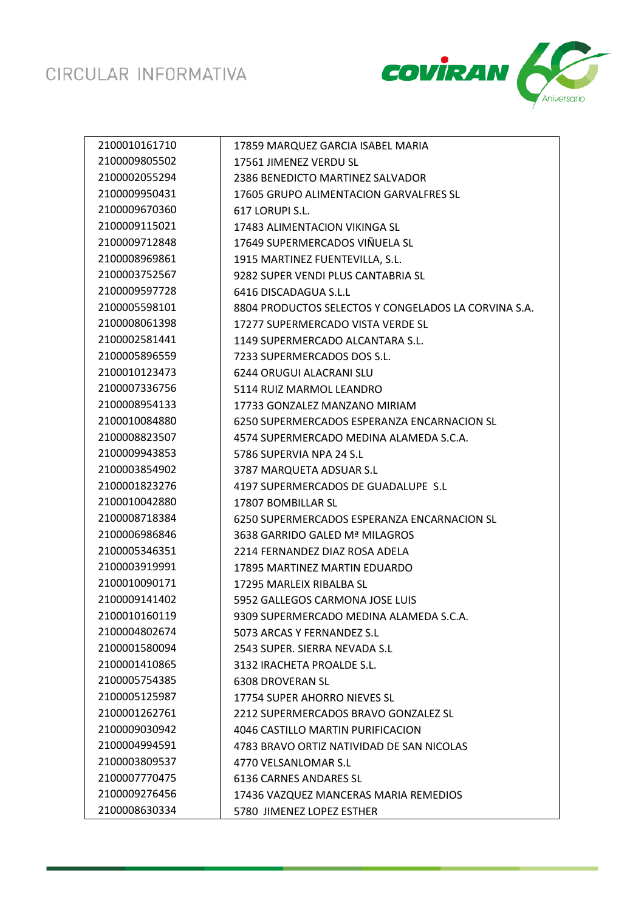| | |
|---|---|
| 2100010161710 | 17859 MARQUEZ GARCIA ISABEL MARIA |
| 2100009805502 | 17561 JIMENEZ VERDU SL |
| 2100002055294 | 2386 BENEDICTO MARTINEZ SALVADOR |
| 2100009950431 | 17605 GRUPO ALIMENTACION GARVALFRES SL |
| 2100009670360 | 617 LORUPI S.L. |
| 2100009115021 | 17483 ALIMENTACION VIKINGA SL |
| 2100009712848 | 17649 SUPERMERCADOS VIÑUELA SL |
| 2100008969861 | 1915 MARTINEZ FUENTEVILLA, S.L. |
| 2100003752567 | 9282 SUPER VENDI PLUS CANTABRIA SL |
| 2100009597728 | 6416 DISCADAGUA S.L.L |
| 2100005598101 | 8804 PRODUCTOS SELECTOS Y CONGELADOS LA CORVINA S.A. |
| 2100008061398 | 17277 SUPERMERCADO VISTA VERDE SL |
| 2100002581441 | 1149 SUPERMERCADO ALCANTARA S.L. |
| 2100005896559 | 7233 SUPERMERCADOS DOS S.L. |
| 2100010123473 | 6244 ORUGUI ALACRANI SLU |
| 2100007336756 | 5114 RUIZ MARMOL LEANDRO |
| 2100008954133 | 17733 GONZALEZ MANZANO MIRIAM |
| 2100010084880 | 6250 SUPERMERCADOS ESPERANZA ENCARNACION SL |
| 2100008823507 | 4574 SUPERMERCADO MEDINA ALAMEDA S.C.A. |
| 2100009943853 | 5786 SUPERVIA NPA 24 S.L |
| 2100003854902 | 3787 MARQUETA ADSUAR S.L |
| 2100001823276 | 4197 SUPERMERCADOS DE GUADALUPE S.L |
| 2100010042880 | 17807 BOMBILLAR SL |
| 2100008718384 | 6250 SUPERMERCADOS ESPERANZA ENCARNACION SL |
| 2100006986846 | 3638 GARRIDO GALED Mª MILAGROS |
| 2100005346351 | 2214 FERNANDEZ DIAZ ROSA ADELA |
| 2100003919991 | 17895 MARTINEZ MARTIN EDUARDO |
| 2100010090171 | 17295 MARLEIX RIBALBA SL |
| 2100009141402 | 5952 GALLEGOS CARMONA JOSE LUIS |
| 2100010160119 | 9309 SUPERMERCADO MEDINA ALAMEDA S.C.A. |
| 2100004802674 | 5073 ARCAS Y FERNANDEZ S.L |
| 2100001580094 | 2543 SUPER. SIERRA NEVADA S.L |
| 2100001410865 | 3132 IRACHETA PROALDE S.L. |
| 2100005754385 | 6308 DROVERAN SL |
| 2100005125987 | 17754 SUPER AHORRO NIEVES SL |
| 2100001262761 | 2212 SUPERMERCADOS BRAVO GONZALEZ SL |
| 2100009030942 | 4046 CASTILLO MARTIN PURIFICACION |
| 2100004994591 | 4783 BRAVO ORTIZ NATIVIDAD DE SAN NICOLAS |
| 2100003809537 | 4770 VELSANLOMAR S.L |
| 2100007770475 | 6136 CARNES ANDARES SL |
| 2100009276456 | 17436 VAZQUEZ MANCERAS MARIA REMEDIOS |
| 2100008630334 | 5780 JIMENEZ LOPEZ ESTHER |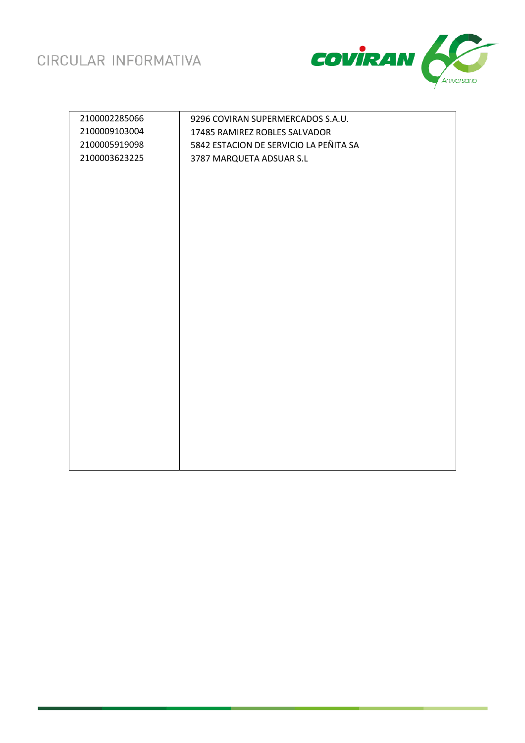| | |
|---|---|
| 2100002285066 | 9296 COVIRAN SUPERMERCADOS S.A.U. |
| 2100009103004 | 17485 RAMIREZ ROBLES SALVADOR |
| 2100005919098 | 5842 ESTACION DE SERVICIO LA PEÑITA SA |
| 2100003623225 | 3787 MARQUETA ADSUAR S.L |